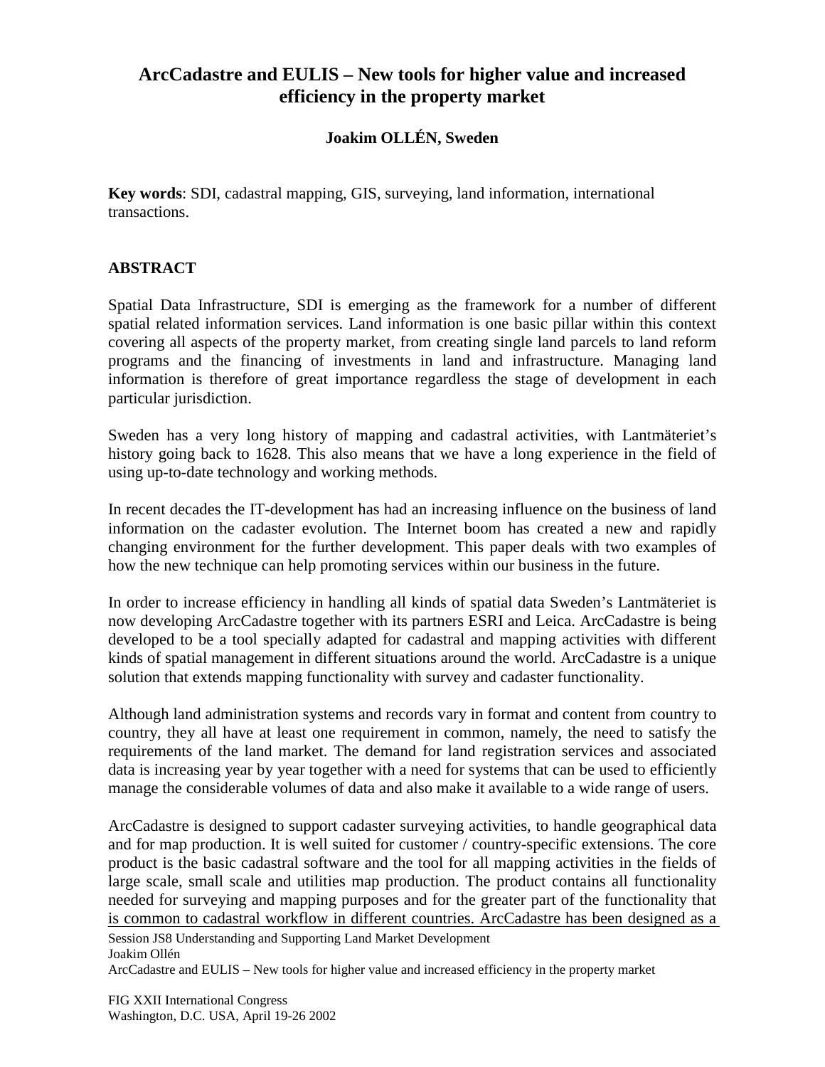# ArcCadastre and EULIS – New tools for higher value and increased efficiency in the property market

**Joakim OLLÉN, Sweden**

**Key words**: SDI, cadastral mapping, GIS, surveying, land information, international transactions.

## ABSTRACT

Spatial Data Infrastructure, SDI is emerging as the framework for a number of different spatial related information services. Land information is one basic pillar within this context covering all aspects of the property market, from creating single land parcels to land reform programs and the financing of investments in land and infrastructure. Managing land information is therefore of great importance regardless the stage of development in each particular jurisdiction.

Sweden has a very long history of mapping and cadastral activities, with Lantmäteriet's history going back to 1628. This also means that we have a long experience in the field of using up-to-date technology and working methods.

In recent decades the IT-development has had an increasing influence on the business of land information on the cadaster evolution. The Internet boom has created a new and rapidly changing environment for the further development. This paper deals with two examples of how the new technique can help promoting services within our business in the future.

In order to increase efficiency in handling all kinds of spatial data Sweden's Lantmäteriet is now developing ArcCadastre together with its partners ESRI and Leica. ArcCadastre is being developed to be a tool specially adapted for cadastral and mapping activities with different kinds of spatial management in different situations around the world. ArcCadastre is a unique solution that extends mapping functionality with survey and cadaster functionality.

Although land administration systems and records vary in format and content from country to country, they all have at least one requirement in common, namely, the need to satisfy the requirements of the land market. The demand for land registration services and associated data is increasing year by year together with a need for systems that can be used to efficiently manage the considerable volumes of data and also make it available to a wide range of users.

ArcCadastre is designed to support cadaster surveying activities, to handle geographical data and for map production. It is well suited for customer / country-specific extensions. The core product is the basic cadastral software and the tool for all mapping activities in the fields of large scale, small scale and utilities map production. The product contains all functionality needed for surveying and mapping purposes and for the greater part of the functionality that is common to cadastral workflow in different countries. ArcCadastre has been designed as a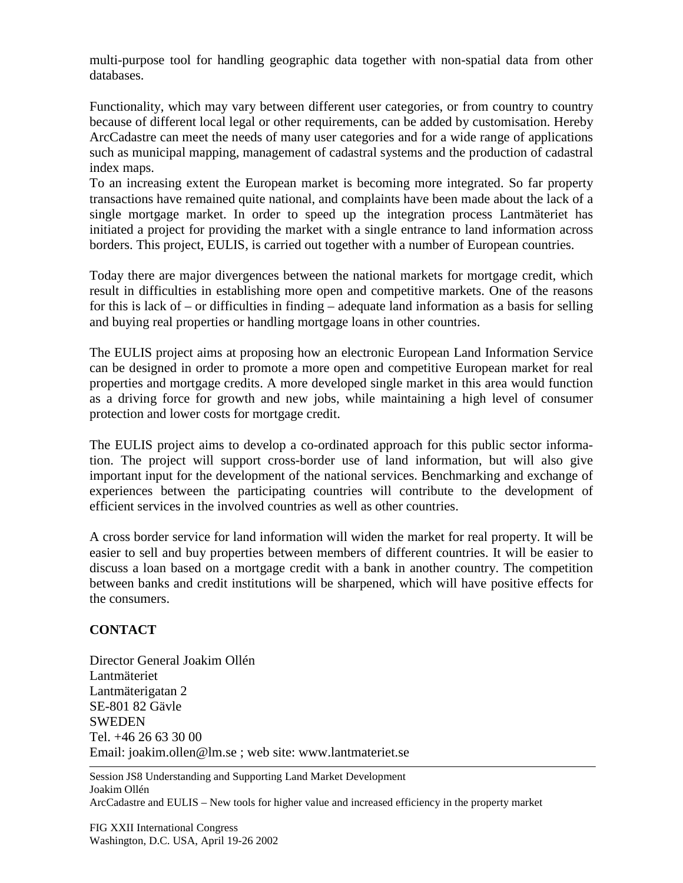multi-purpose tool for handling geographic data together with non-spatial data from other databases.

Functionality, which may vary between different user categories, or from country to country because of different local legal or other requirements, can be added by customisation. Hereby ArcCadastre can meet the needs of many user categories and for a wide range of applications such as municipal mapping, management of cadastral systems and the production of cadastral index maps.
To an increasing extent the European market is becoming more integrated. So far property transactions have remained quite national, and complaints have been made about the lack of a single mortgage market. In order to speed up the integration process Lantmäteriet has initiated a project for providing the market with a single entrance to land information across borders. This project, EULIS, is carried out together with a number of European countries.

Today there are major divergences between the national markets for mortgage credit, which result in difficulties in establishing more open and competitive markets. One of the reasons for this is lack of – or difficulties in finding – adequate land information as a basis for selling and buying real properties or handling mortgage loans in other countries.

The EULIS project aims at proposing how an electronic European Land Information Service can be designed in order to promote a more open and competitive European market for real properties and mortgage credits. A more developed single market in this area would function as a driving force for growth and new jobs, while maintaining a high level of consumer protection and lower costs for mortgage credit.

The EULIS project aims to develop a co-ordinated approach for this public sector information. The project will support cross-border use of land information, but will also give important input for the development of the national services. Benchmarking and exchange of experiences between the participating countries will contribute to the development of efficient services in the involved countries as well as other countries.

A cross border service for land information will widen the market for real property. It will be easier to sell and buy properties between members of different countries. It will be easier to discuss a loan based on a mortgage credit with a bank in another country. The competition between banks and credit institutions will be sharpened, which will have positive effects for the consumers.

## CONTACT

Director General Joakim Ollén
Lantmäteriet
Lantmäterigatan 2
SE-801 82 Gävle
SWEDEN
Tel. +46 26 63 30 00
Email: joakim.ollen@lm.se ; web site: www.lantmateriet.se